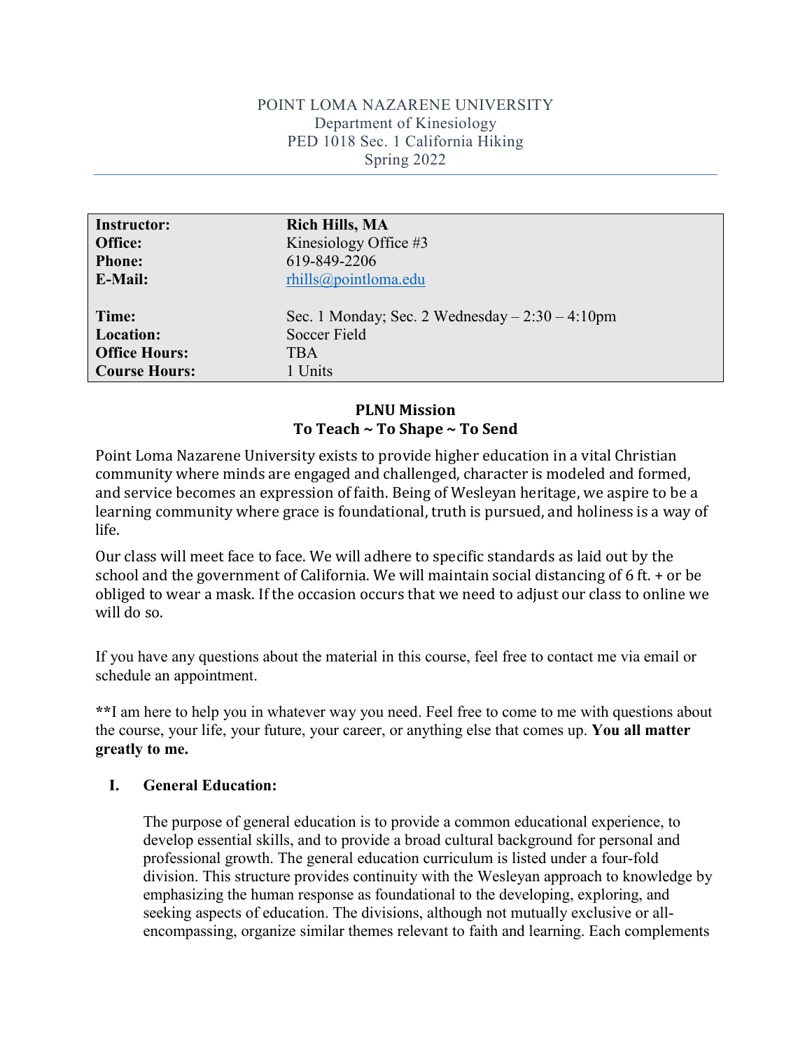POINT LOMA NAZARENE UNIVERSITY
Department of Kinesiology
PED 1018 Sec. 1 California Hiking
Spring 2022

| | |
|---|---|
| **Instructor:** | **Rich Hills, MA** |
| **Office:** | Kinesiology Office #3 |
| **Phone:** | 619-849-2206 |
| **E-Mail:** | rhills@pointloma.edu |
| **Time:** | Sec. 1 Monday; Sec. 2 Wednesday – 2:30 – 4:10pm |
| **Location:** | Soccer Field |
| **Office Hours:** | TBA |
| **Course Hours:** | 1 Units |

**PLNU Mission**
**To Teach ~ To Shape ~ To Send**

Point Loma Nazarene University exists to provide higher education in a vital Christian community where minds are engaged and challenged, character is modeled and formed, and service becomes an expression of faith. Being of Wesleyan heritage, we aspire to be a learning community where grace is foundational, truth is pursued, and holiness is a way of life.

Our class will meet face to face. We will adhere to specific standards as laid out by the school and the government of California. We will maintain social distancing of 6 ft. + or be obliged to wear a mask. If the occasion occurs that we need to adjust our class to online we will do so.

If you have any questions about the material in this course, feel free to contact me via email or schedule an appointment.

**I am here to help you in whatever way you need. Feel free to come to me with questions about the course, your life, your future, your career, or anything else that comes up. **You all matter greatly to me.**

## I. General Education:

The purpose of general education is to provide a common educational experience, to develop essential skills, and to provide a broad cultural background for personal and professional growth. The general education curriculum is listed under a four-fold division. This structure provides continuity with the Wesleyan approach to knowledge by emphasizing the human response as foundational to the developing, exploring, and seeking aspects of education. The divisions, although not mutually exclusive or all-encompassing, organize similar themes relevant to faith and learning. Each complements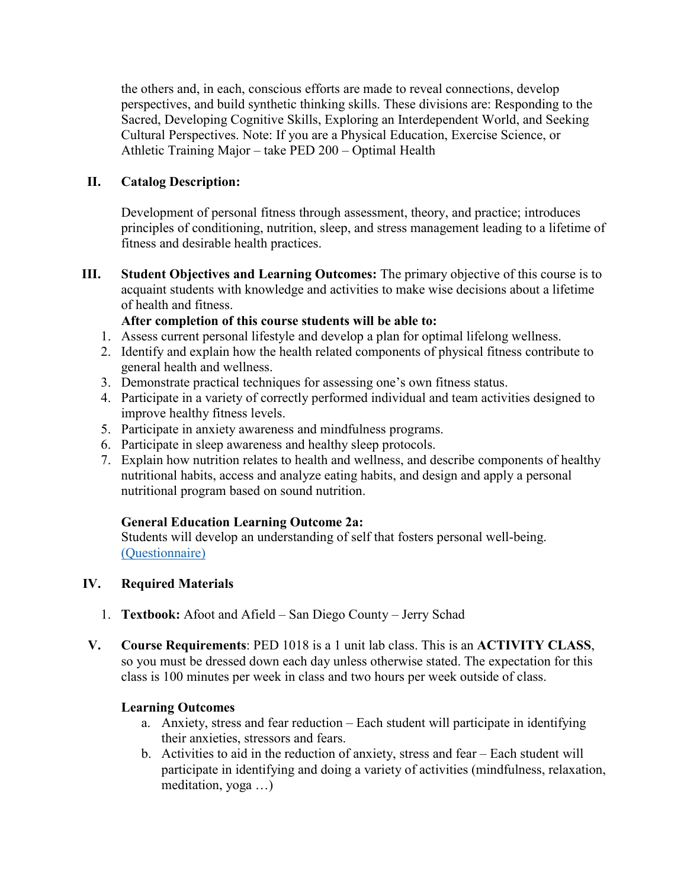the others and, in each, conscious efforts are made to reveal connections, develop perspectives, and build synthetic thinking skills. These divisions are: Responding to the Sacred, Developing Cognitive Skills, Exploring an Interdependent World, and Seeking Cultural Perspectives. Note: If you are a Physical Education, Exercise Science, or Athletic Training Major – take PED 200 – Optimal Health

## II. Catalog Description:

Development of personal fitness through assessment, theory, and practice; introduces principles of conditioning, nutrition, sleep, and stress management leading to a lifetime of fitness and desirable health practices.

## III. Student Objectives and Learning Outcomes:

The primary objective of this course is to acquaint students with knowledge and activities to make wise decisions about a lifetime of health and fitness.

**After completion of this course students will be able to:**

1. Assess current personal lifestyle and develop a plan for optimal lifelong wellness.
2. Identify and explain how the health related components of physical fitness contribute to general health and wellness.
3. Demonstrate practical techniques for assessing one's own fitness status.
4. Participate in a variety of correctly performed individual and team activities designed to improve healthy fitness levels.
5. Participate in anxiety awareness and mindfulness programs.
6. Participate in sleep awareness and healthy sleep protocols.
7. Explain how nutrition relates to health and wellness, and describe components of healthy nutritional habits, access and analyze eating habits, and design and apply a personal nutritional program based on sound nutrition.

**General Education Learning Outcome 2a:**
Students will develop an understanding of self that fosters personal well-being. (Questionnaire)

## IV. Required Materials

1. **Textbook:** Afoot and Afield – San Diego County – Jerry Schad

## V. Course Requirements

**Course Requirements**: PED 1018 is a 1 unit lab class. This is an **ACTIVITY CLASS**, so you must be dressed down each day unless otherwise stated. The expectation for this class is 100 minutes per week in class and two hours per week outside of class.

**Learning Outcomes**

a. Anxiety, stress and fear reduction – Each student will participate in identifying their anxieties, stressors and fears.
b. Activities to aid in the reduction of anxiety, stress and fear – Each student will participate in identifying and doing a variety of activities (mindfulness, relaxation, meditation, yoga …)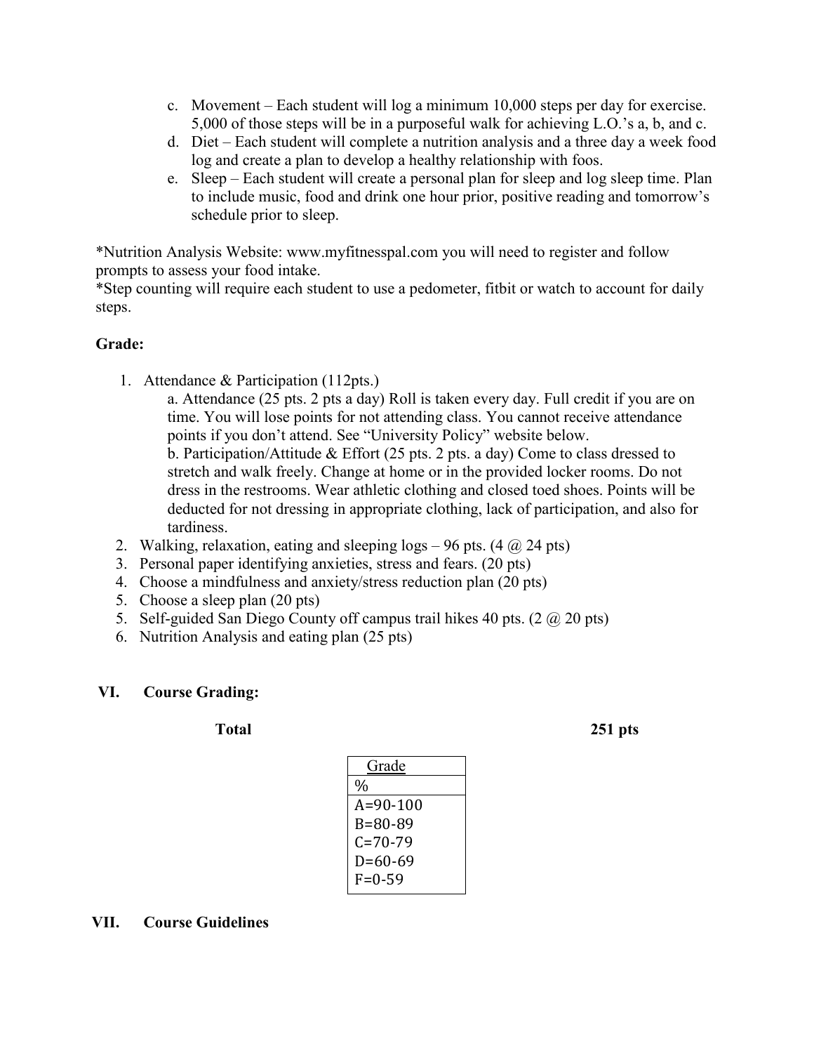c. Movement – Each student will log a minimum 10,000 steps per day for exercise. 5,000 of those steps will be in a purposeful walk for achieving L.O.'s a, b, and c.
d. Diet – Each student will complete a nutrition analysis and a three day a week food log and create a plan to develop a healthy relationship with foos.
e. Sleep – Each student will create a personal plan for sleep and log sleep time. Plan to include music, food and drink one hour prior, positive reading and tomorrow's schedule prior to sleep.

*Nutrition Analysis Website: www.myfitnesspal.com you will need to register and follow prompts to assess your food intake.
*Step counting will require each student to use a pedometer, fitbit or watch to account for daily steps.

**Grade:**

1. Attendance & Participation (112pts.)
   a. Attendance (25 pts. 2 pts a day) Roll is taken every day. Full credit if you are on time. You will lose points for not attending class. You cannot receive attendance points if you don't attend. See "University Policy" website below.
   b. Participation/Attitude & Effort (25 pts. 2 pts. a day) Come to class dressed to stretch and walk freely. Change at home or in the provided locker rooms. Do not dress in the restrooms. Wear athletic clothing and closed toed shoes. Points will be deducted for not dressing in appropriate clothing, lack of participation, and also for tardiness.
2. Walking, relaxation, eating and sleeping logs – 96 pts. (4 @ 24 pts)
3. Personal paper identifying anxieties, stress and fears. (20 pts)
4. Choose a mindfulness and anxiety/stress reduction plan (20 pts)
5. Choose a sleep plan (20 pts)
5. Self-guided San Diego County off campus trail hikes 40 pts. (2 @ 20 pts)
6. Nutrition Analysis and eating plan (25 pts)

## VI. Course Grading:

**Total** **251 pts**

| Grade |
|---|
| % |
| A=90-100 |
| B=80-89 |
| C=70-79 |
| D=60-69 |
| F=0-59 |

## VII. Course Guidelines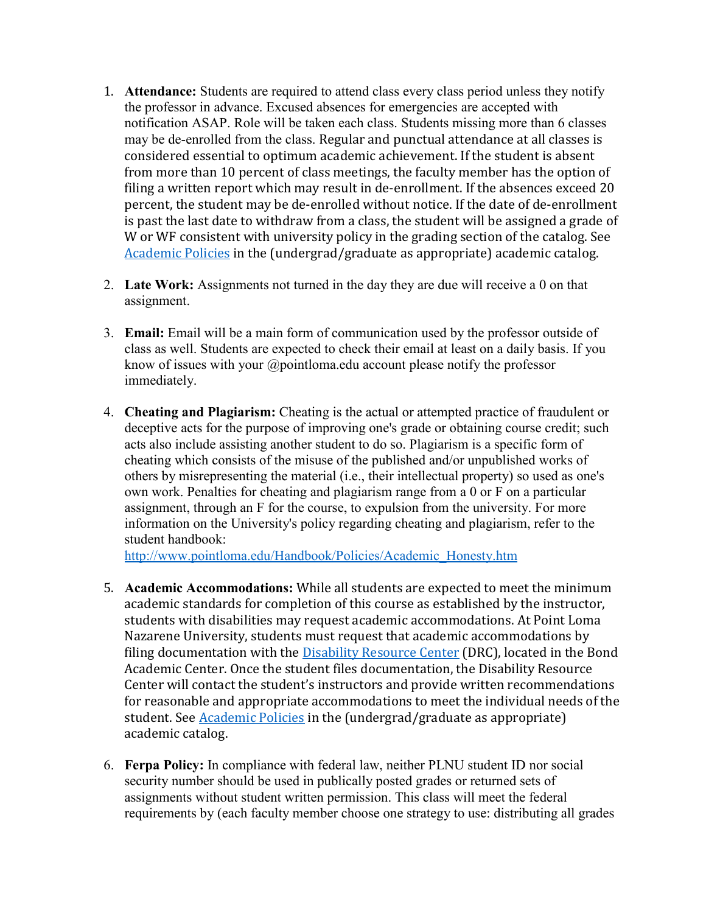1. **Attendance:** Students are required to attend class every class period unless they notify the professor in advance. Excused absences for emergencies are accepted with notification ASAP. Role will be taken each class. Students missing more than 6 classes may be de-enrolled from the class. Regular and punctual attendance at all classes is considered essential to optimum academic achievement. If the student is absent from more than 10 percent of class meetings, the faculty member has the option of filing a written report which may result in de-enrollment. If the absences exceed 20 percent, the student may be de-enrolled without notice. If the date of de-enrollment is past the last date to withdraw from a class, the student will be assigned a grade of W or WF consistent with university policy in the grading section of the catalog. See [Academic Policies]() in the (undergrad/graduate as appropriate) academic catalog.

2. **Late Work:** Assignments not turned in the day they are due will receive a 0 on that assignment.

3. **Email:** Email will be a main form of communication used by the professor outside of class as well. Students are expected to check their email at least on a daily basis. If you know of issues with your @pointloma.edu account please notify the professor immediately.

4. **Cheating and Plagiarism:** Cheating is the actual or attempted practice of fraudulent or deceptive acts for the purpose of improving one's grade or obtaining course credit; such acts also include assisting another student to do so. Plagiarism is a specific form of cheating which consists of the misuse of the published and/or unpublished works of others by misrepresenting the material (i.e., their intellectual property) so used as one's own work. Penalties for cheating and plagiarism range from a 0 or F on a particular assignment, through an F for the course, to expulsion from the university. For more information on the University's policy regarding cheating and plagiarism, refer to the student handbook:
   http://www.pointloma.edu/Handbook/Policies/Academic_Honesty.htm

5. **Academic Accommodations:** While all students are expected to meet the minimum academic standards for completion of this course as established by the instructor, students with disabilities may request academic accommodations. At Point Loma Nazarene University, students must request that academic accommodations by filing documentation with the [Disability Resource Center]() (DRC), located in the Bond Academic Center. Once the student files documentation, the Disability Resource Center will contact the student's instructors and provide written recommendations for reasonable and appropriate accommodations to meet the individual needs of the student. See [Academic Policies]() in the (undergrad/graduate as appropriate) academic catalog.

6. **Ferpa Policy:** In compliance with federal law, neither PLNU student ID nor social security number should be used in publically posted grades or returned sets of assignments without student written permission. This class will meet the federal requirements by (each faculty member choose one strategy to use: distributing all grades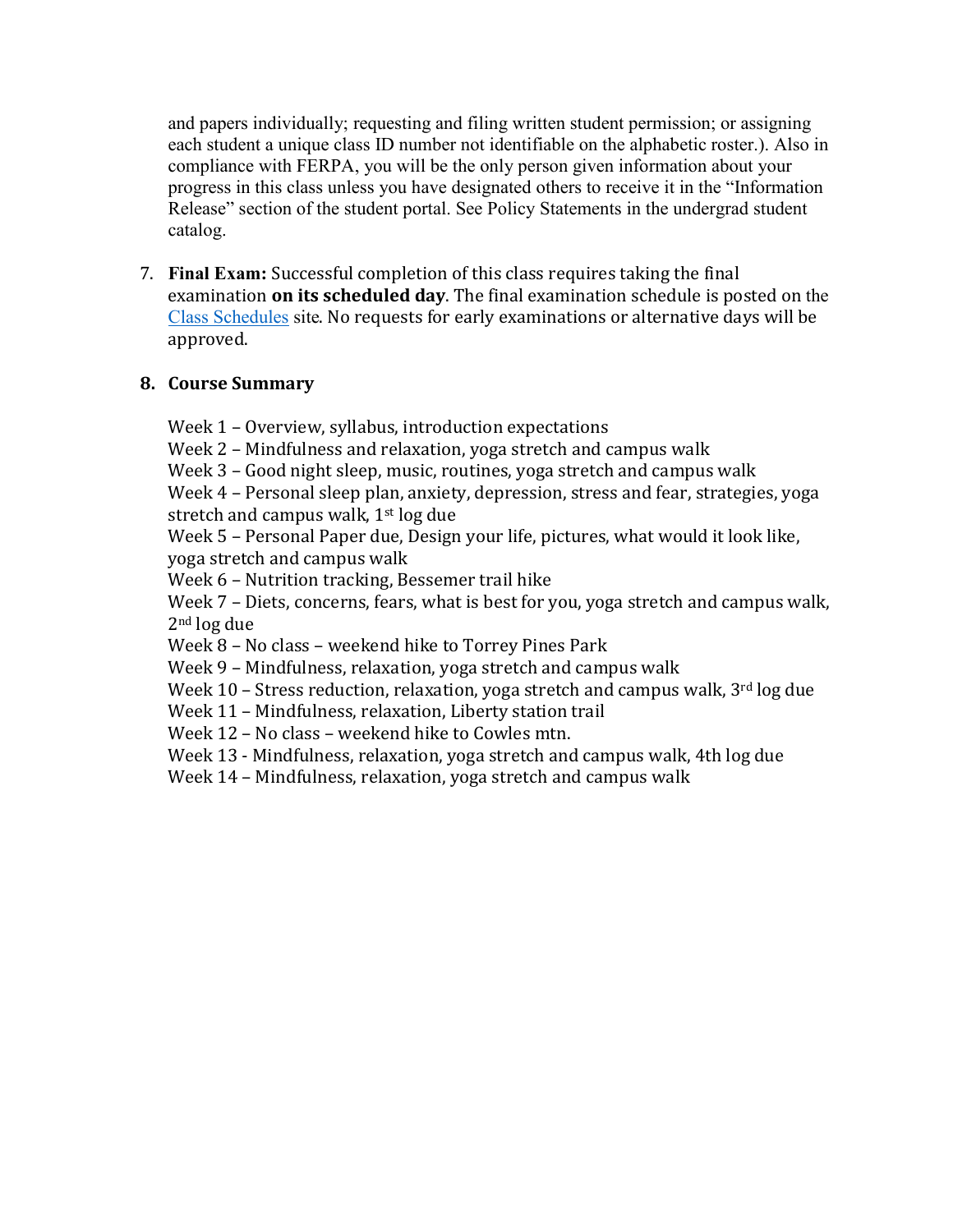and papers individually; requesting and filing written student permission; or assigning each student a unique class ID number not identifiable on the alphabetic roster.). Also in compliance with FERPA, you will be the only person given information about your progress in this class unless you have designated others to receive it in the "Information Release" section of the student portal. See Policy Statements in the undergrad student catalog.

7. **Final Exam:** Successful completion of this class requires taking the final examination **on its scheduled day**. The final examination schedule is posted on the [Class Schedules] site. No requests for early examinations or alternative days will be approved.

8. **Course Summary**

   Week 1 – Overview, syllabus, introduction expectations
   Week 2 – Mindfulness and relaxation, yoga stretch and campus walk
   Week 3 – Good night sleep, music, routines, yoga stretch and campus walk
   Week 4 – Personal sleep plan, anxiety, depression, stress and fear, strategies, yoga stretch and campus walk, 1st log due
   Week 5 – Personal Paper due, Design your life, pictures, what would it look like, yoga stretch and campus walk
   Week 6 – Nutrition tracking, Bessemer trail hike
   Week 7 – Diets, concerns, fears, what is best for you, yoga stretch and campus walk, 2nd log due
   Week 8 – No class – weekend hike to Torrey Pines Park
   Week 9 – Mindfulness, relaxation, yoga stretch and campus walk
   Week 10 – Stress reduction, relaxation, yoga stretch and campus walk, 3rd log due
   Week 11 – Mindfulness, relaxation, Liberty station trail
   Week 12 – No class – weekend hike to Cowles mtn.
   Week 13 - Mindfulness, relaxation, yoga stretch and campus walk, 4th log due
   Week 14 – Mindfulness, relaxation, yoga stretch and campus walk